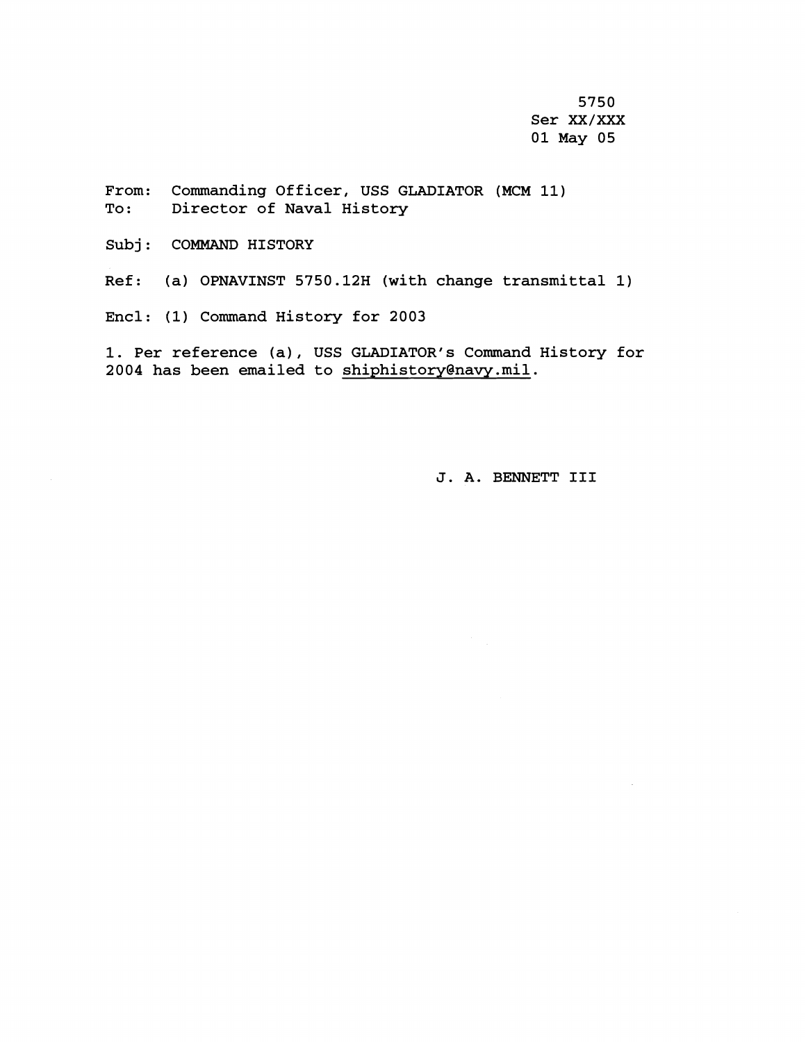5750
Ser XX/XXX
01 May 05

From: Commanding Officer, USS GLADIATOR (MCM 11)
To: Director of Naval History

Subj: COMMAND HISTORY

Ref: (a) OPNAVINST 5750.12H (with change transmittal 1)

Encl: (1) Command History for 2003

1. Per reference (a), USS GLADIATOR's Command History for 2004 has been emailed to shiphistory@navy.mil.

J. A. BENNETT III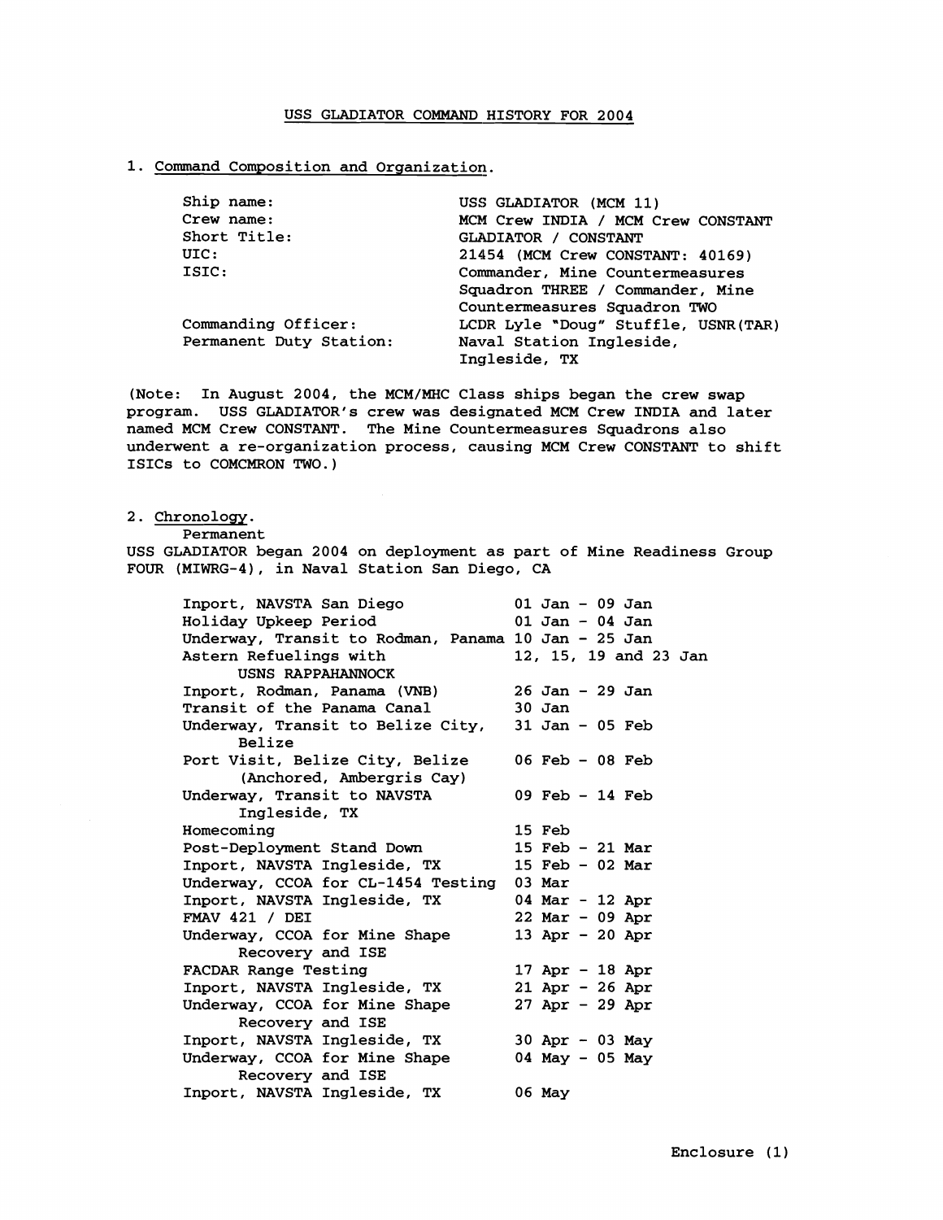## USS GLADIATOR COMMAND HISTORY FOR 2004

1. Command Composition and Organization.

| | |
|---|---|
| Ship name: | USS GLADIATOR (MCM 11) |
| Crew name: | MCM Crew INDIA / MCM Crew CONSTANT |
| Short Title: | GLADIATOR / CONSTANT |
| UIC: | 21454 (MCM Crew CONSTANT: 40169) |
| ISIC: | Commander, Mine Countermeasures Squadron THREE / Commander, Mine Countermeasures Squadron TWO |
| Commanding Officer: | LCDR Lyle "Doug" Stuffle, USNR(TAR) |
| Permanent Duty Station: | Naval Station Ingleside, Ingleside, TX |

(Note: In August 2004, the MCM/MHC Class ships began the crew swap program. USS GLADIATOR's crew was designated MCM Crew INDIA and later named MCM Crew CONSTANT. The Mine Countermeasures Squadrons also underwent a re-organization process, causing MCM Crew CONSTANT to shift ISICs to COMCMRON TWO.)

2. Chronology.

Permanent

USS GLADIATOR began 2004 on deployment as part of Mine Readiness Group FOUR (MIWRG-4), in Naval Station San Diego, CA

| | |
|---|---|
| Inport, NAVSTA San Diego | 01 Jan - 09 Jan |
| Holiday Upkeep Period | 01 Jan - 04 Jan |
| Underway, Transit to Rodman, Panama | 10 Jan - 25 Jan |
| Astern Refuelings with USNS RAPPAHANNOCK | 12, 15, 19 and 23 Jan |
| Inport, Rodman, Panama (VNB) | 26 Jan - 29 Jan |
| Transit of the Panama Canal | 30 Jan |
| Underway, Transit to Belize City, Belize | 31 Jan - 05 Feb |
| Port Visit, Belize City, Belize (Anchored, Ambergris Cay) | 06 Feb - 08 Feb |
| Underway, Transit to NAVSTA Ingleside, TX | 09 Feb - 14 Feb |
| Homecoming | 15 Feb |
| Post-Deployment Stand Down | 15 Feb - 21 Mar |
| Inport, NAVSTA Ingleside, TX | 15 Feb - 02 Mar |
| Underway, CCOA for CL-1454 Testing | 03 Mar |
| Inport, NAVSTA Ingleside, TX | 04 Mar - 12 Apr |
| FMAV 421 / DEI | 22 Mar - 09 Apr |
| Underway, CCOA for Mine Shape Recovery and ISE | 13 Apr - 20 Apr |
| FACDAR Range Testing | 17 Apr - 18 Apr |
| Inport, NAVSTA Ingleside, TX | 21 Apr - 26 Apr |
| Underway, CCOA for Mine Shape Recovery and ISE | 27 Apr - 29 Apr |
| Inport, NAVSTA Ingleside, TX | 30 Apr - 03 May |
| Underway, CCOA for Mine Shape Recovery and ISE | 04 May - 05 May |
| Inport, NAVSTA Ingleside, TX | 06 May |

Enclosure (1)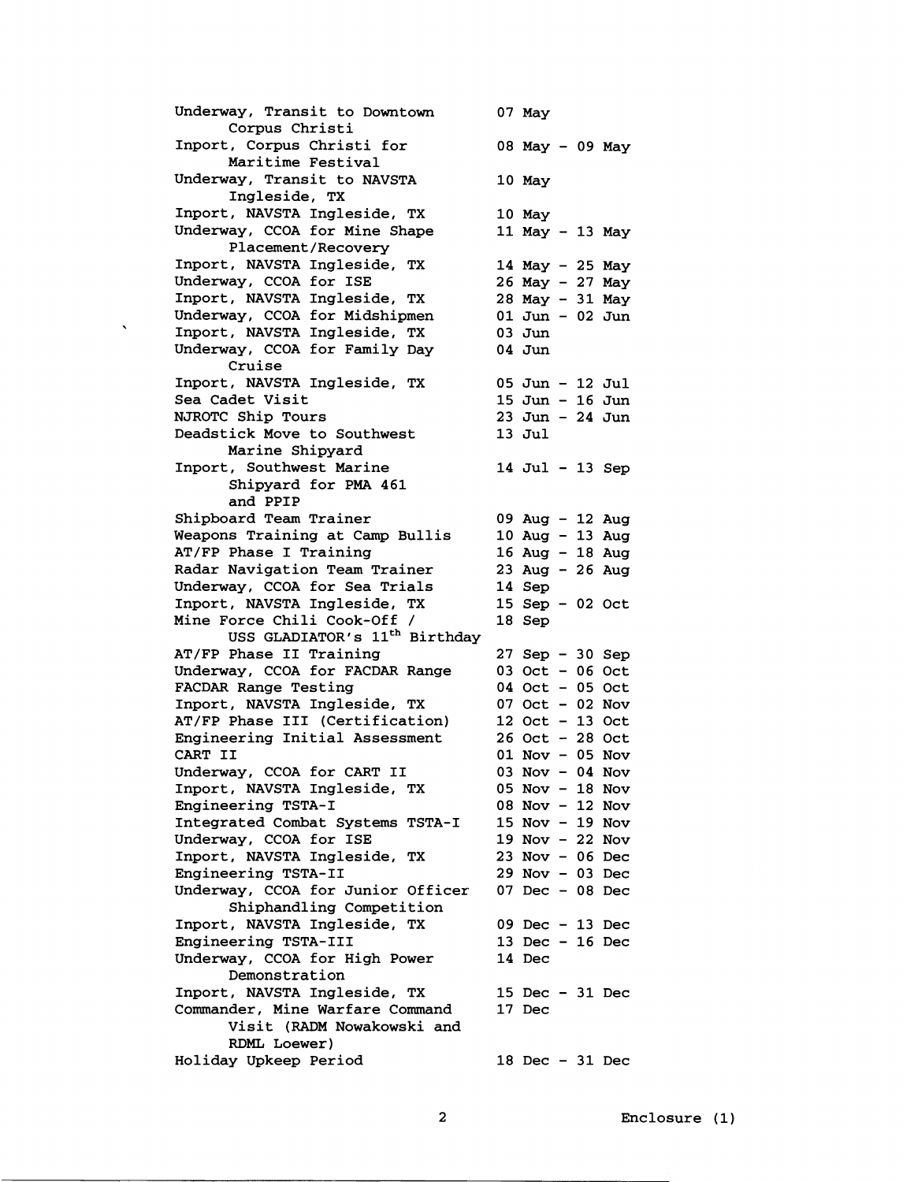| | |
|---|---|
| Underway, Transit to Downtown Corpus Christi | 07 May |
| Inport, Corpus Christi for Maritime Festival | 08 May - 09 May |
| Underway, Transit to NAVSTA Ingleside, TX | 10 May |
| Inport, NAVSTA Ingleside, TX | 10 May |
| Underway, CCOA for Mine Shape Placement/Recovery | 11 May - 13 May |
| Inport, NAVSTA Ingleside, TX | 14 May - 25 May |
| Underway, CCOA for ISE | 26 May - 27 May |
| Inport, NAVSTA Ingleside, TX | 28 May - 31 May |
| Underway, CCOA for Midshipmen | 01 Jun - 02 Jun |
| Inport, NAVSTA Ingleside, TX | 03 Jun |
| Underway, CCOA for Family Day Cruise | 04 Jun |
| Inport, NAVSTA Ingleside, TX | 05 Jun - 12 Jul |
| Sea Cadet Visit | 15 Jun - 16 Jun |
| NJROTC Ship Tours | 23 Jun - 24 Jun |
| Deadstick Move to Southwest Marine Shipyard | 13 Jul |
| Inport, Southwest Marine Shipyard for PMA 461 and PPIP | 14 Jul - 13 Sep |
| Shipboard Team Trainer | 09 Aug - 12 Aug |
| Weapons Training at Camp Bullis | 10 Aug - 13 Aug |
| AT/FP Phase I Training | 16 Aug - 18 Aug |
| Radar Navigation Team Trainer | 23 Aug - 26 Aug |
| Underway, CCOA for Sea Trials | 14 Sep |
| Inport, NAVSTA Ingleside, TX | 15 Sep - 02 Oct |
| Mine Force Chili Cook-Off / USS GLADIATOR's 11th Birthday | 18 Sep |
| AT/FP Phase II Training | 27 Sep - 30 Sep |
| Underway, CCOA for FACDAR Range | 03 Oct - 06 Oct |
| FACDAR Range Testing | 04 Oct - 05 Oct |
| Inport, NAVSTA Ingleside, TX | 07 Oct - 02 Nov |
| AT/FP Phase III (Certification) | 12 Oct - 13 Oct |
| Engineering Initial Assessment | 26 Oct - 28 Oct |
| CART II | 01 Nov - 05 Nov |
| Underway, CCOA for CART II | 03 Nov - 04 Nov |
| Inport, NAVSTA Ingleside, TX | 05 Nov - 18 Nov |
| Engineering TSTA-I | 08 Nov - 12 Nov |
| Integrated Combat Systems TSTA-I | 15 Nov - 19 Nov |
| Underway, CCOA for ISE | 19 Nov - 22 Nov |
| Inport, NAVSTA Ingleside, TX | 23 Nov - 06 Dec |
| Engineering TSTA-II | 29 Nov - 03 Dec |
| Underway, CCOA for Junior Officer Shiphandling Competition | 07 Dec - 08 Dec |
| Inport, NAVSTA Ingleside, TX | 09 Dec - 13 Dec |
| Engineering TSTA-III | 13 Dec - 16 Dec |
| Underway, CCOA for High Power Demonstration | 14 Dec |
| Inport, NAVSTA Ingleside, TX | 15 Dec - 31 Dec |
| Commander, Mine Warfare Command Visit (RADM Nowakowski and RDML Loewer) | 17 Dec |
| Holiday Upkeep Period | 18 Dec - 31 Dec |

Enclosure (1)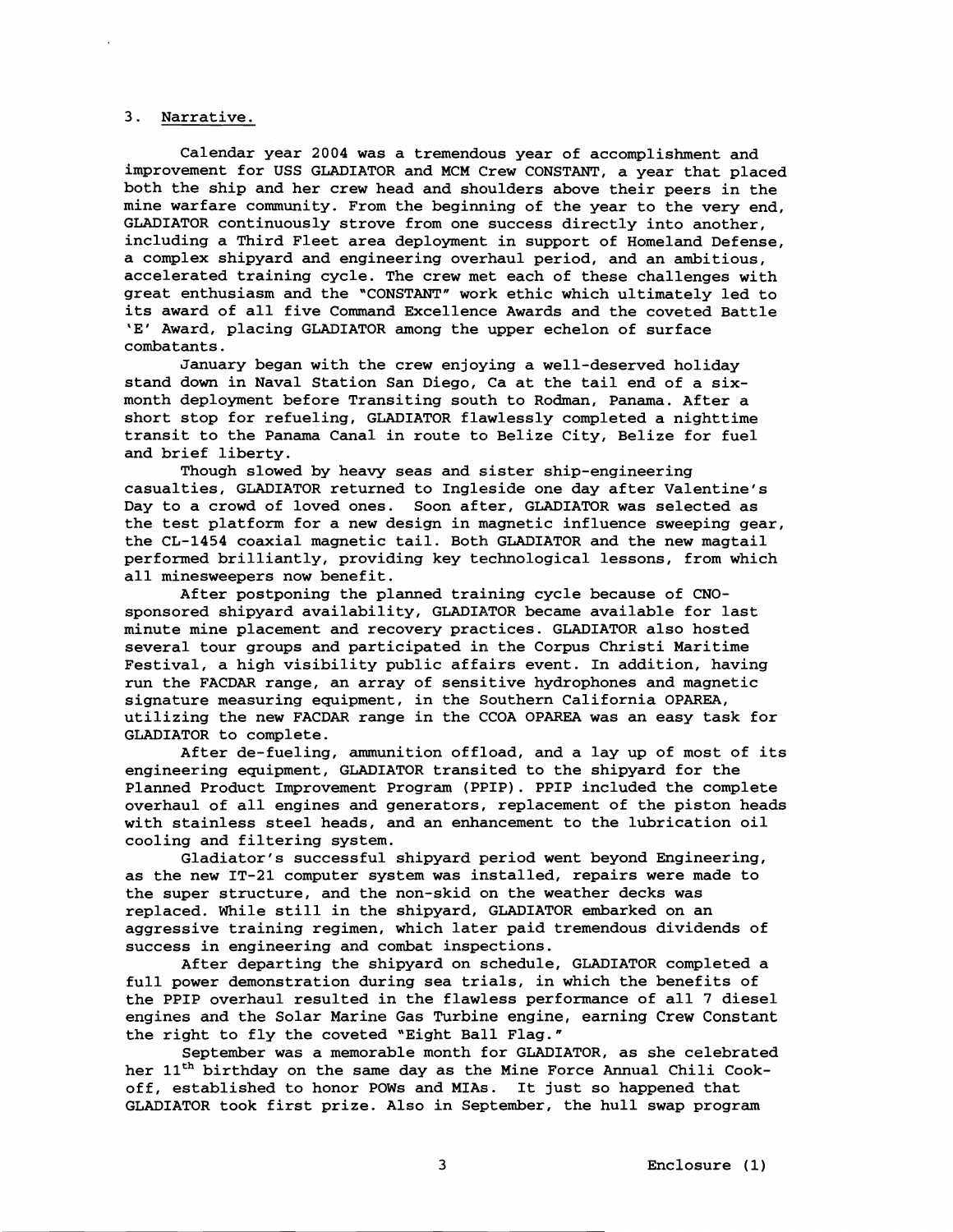3. Narrative.

Calendar year 2004 was a tremendous year of accomplishment and improvement for USS GLADIATOR and MCM Crew CONSTANT, a year that placed both the ship and her crew head and shoulders above their peers in the mine warfare community. From the beginning of the year to the very end, GLADIATOR continuously strove from one success directly into another, including a Third Fleet area deployment in support of Homeland Defense, a complex shipyard and engineering overhaul period, and an ambitious, accelerated training cycle. The crew met each of these challenges with great enthusiasm and the "CONSTANT" work ethic which ultimately led to its award of all five Command Excellence Awards and the coveted Battle 'E' Award, placing GLADIATOR among the upper echelon of surface combatants.

January began with the crew enjoying a well-deserved holiday stand down in Naval Station San Diego, Ca at the tail end of a six-month deployment before Transiting south to Rodman, Panama. After a short stop for refueling, GLADIATOR flawlessly completed a nighttime transit to the Panama Canal in route to Belize City, Belize for fuel and brief liberty.

Though slowed by heavy seas and sister ship-engineering casualties, GLADIATOR returned to Ingleside one day after Valentine's Day to a crowd of loved ones. Soon after, GLADIATOR was selected as the test platform for a new design in magnetic influence sweeping gear, the CL-1454 coaxial magnetic tail. Both GLADIATOR and the new magtail performed brilliantly, providing key technological lessons, from which all minesweepers now benefit.

After postponing the planned training cycle because of CNO-sponsored shipyard availability, GLADIATOR became available for last minute mine placement and recovery practices. GLADIATOR also hosted several tour groups and participated in the Corpus Christi Maritime Festival, a high visibility public affairs event. In addition, having run the FACDAR range, an array of sensitive hydrophones and magnetic signature measuring equipment, in the Southern California OPAREA, utilizing the new FACDAR range in the CCOA OPAREA was an easy task for GLADIATOR to complete.

After de-fueling, ammunition offload, and a lay up of most of its engineering equipment, GLADIATOR transited to the shipyard for the Planned Product Improvement Program (PPIP). PPIP included the complete overhaul of all engines and generators, replacement of the piston heads with stainless steel heads, and an enhancement to the lubrication oil cooling and filtering system.

Gladiator's successful shipyard period went beyond Engineering, as the new IT-21 computer system was installed, repairs were made to the super structure, and the non-skid on the weather decks was replaced. While still in the shipyard, GLADIATOR embarked on an aggressive training regimen, which later paid tremendous dividends of success in engineering and combat inspections.

After departing the shipyard on schedule, GLADIATOR completed a full power demonstration during sea trials, in which the benefits of the PPIP overhaul resulted in the flawless performance of all 7 diesel engines and the Solar Marine Gas Turbine engine, earning Crew Constant the right to fly the coveted "Eight Ball Flag."

September was a memorable month for GLADIATOR, as she celebrated her 11th birthday on the same day as the Mine Force Annual Chili Cook-off, established to honor POWs and MIAs. It just so happened that GLADIATOR took first prize. Also in September, the hull swap program

Enclosure (1)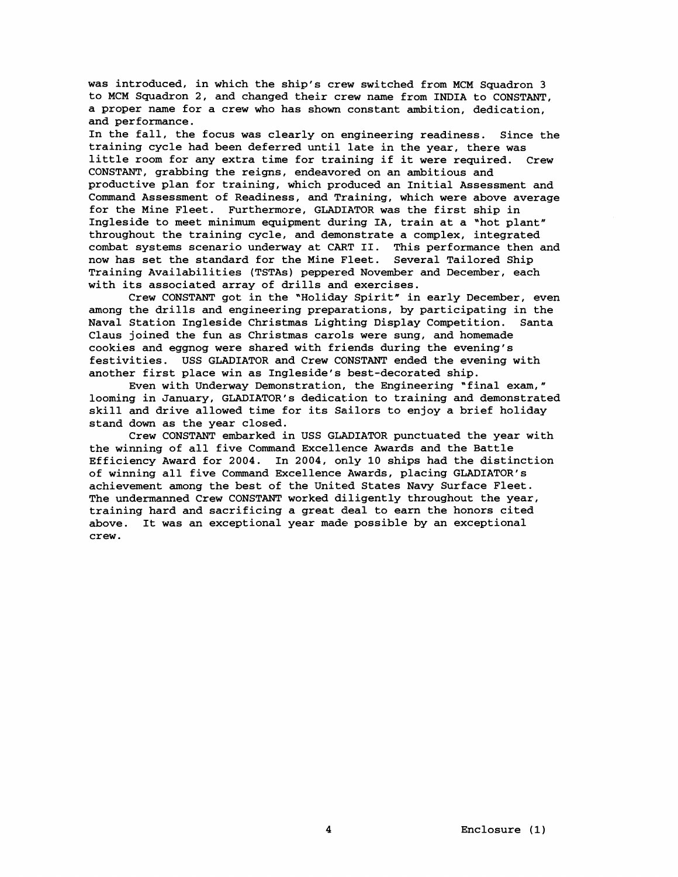was introduced, in which the ship's crew switched from MCM Squadron 3 to MCM Squadron 2, and changed their crew name from INDIA to CONSTANT, a proper name for a crew who has shown constant ambition, dedication, and performance.

In the fall, the focus was clearly on engineering readiness. Since the training cycle had been deferred until late in the year, there was little room for any extra time for training if it were required. Crew CONSTANT, grabbing the reigns, endeavored on an ambitious and productive plan for training, which produced an Initial Assessment and Command Assessment of Readiness, and Training, which were above average for the Mine Fleet. Furthermore, GLADIATOR was the first ship in Ingleside to meet minimum equipment during IA, train at a "hot plant" throughout the training cycle, and demonstrate a complex, integrated combat systems scenario underway at CART II. This performance then and now has set the standard for the Mine Fleet. Several Tailored Ship Training Availabilities (TSTAs) peppered November and December, each with its associated array of drills and exercises.

Crew CONSTANT got in the "Holiday Spirit" in early December, even among the drills and engineering preparations, by participating in the Naval Station Ingleside Christmas Lighting Display Competition. Santa Claus joined the fun as Christmas carols were sung, and homemade cookies and eggnog were shared with friends during the evening's festivities. USS GLADIATOR and Crew CONSTANT ended the evening with another first place win as Ingleside's best-decorated ship.

Even with Underway Demonstration, the Engineering "final exam," looming in January, GLADIATOR's dedication to training and demonstrated skill and drive allowed time for its Sailors to enjoy a brief holiday stand down as the year closed.

Crew CONSTANT embarked in USS GLADIATOR punctuated the year with the winning of all five Command Excellence Awards and the Battle Efficiency Award for 2004. In 2004, only 10 ships had the distinction of winning all five Command Excellence Awards, placing GLADIATOR's achievement among the best of the United States Navy Surface Fleet. The undermanned Crew CONSTANT worked diligently throughout the year, training hard and sacrificing a great deal to earn the honors cited above. It was an exceptional year made possible by an exceptional crew.

Enclosure (1)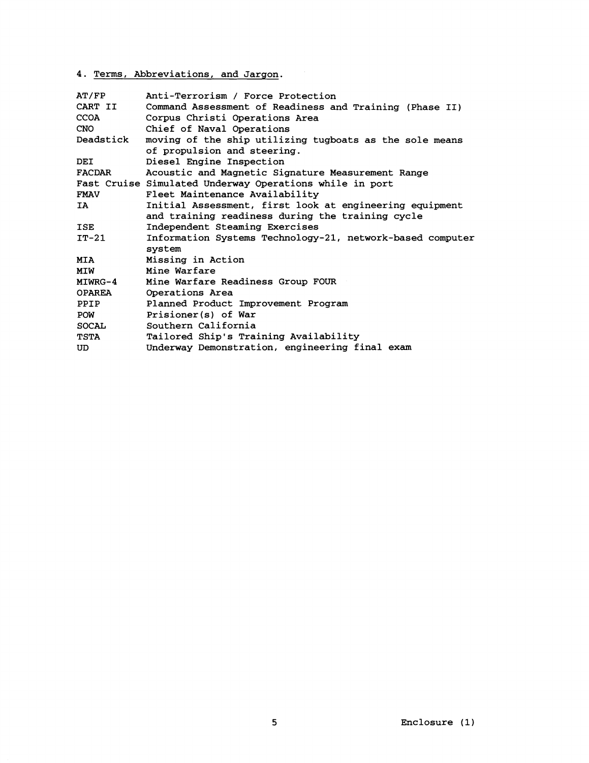4. Terms, Abbreviations, and Jargon.

| | |
|---|---|
| AT/FP | Anti-Terrorism / Force Protection |
| CART II | Command Assessment of Readiness and Training (Phase II) |
| CCOA | Corpus Christi Operations Area |
| CNO | Chief of Naval Operations |
| Deadstick | moving of the ship utilizing tugboats as the sole means of propulsion and steering. |
| DEI | Diesel Engine Inspection |
| FACDAR | Acoustic and Magnetic Signature Measurement Range |
| Fast Cruise | Simulated Underway Operations while in port |
| FMAV | Fleet Maintenance Availability |
| IA | Initial Assessment, first look at engineering equipment and training readiness during the training cycle |
| ISE | Independent Steaming Exercises |
| IT-21 | Information Systems Technology-21, network-based computer system |
| MIA | Missing in Action |
| MIW | Mine Warfare |
| MIWRG-4 | Mine Warfare Readiness Group FOUR |
| OPAREA | Operations Area |
| PPIP | Planned Product Improvement Program |
| POW | Prisioner(s) of War |
| SOCAL | Southern California |
| TSTA | Tailored Ship's Training Availability |
| UD | Underway Demonstration, engineering final exam |

Enclosure (1)